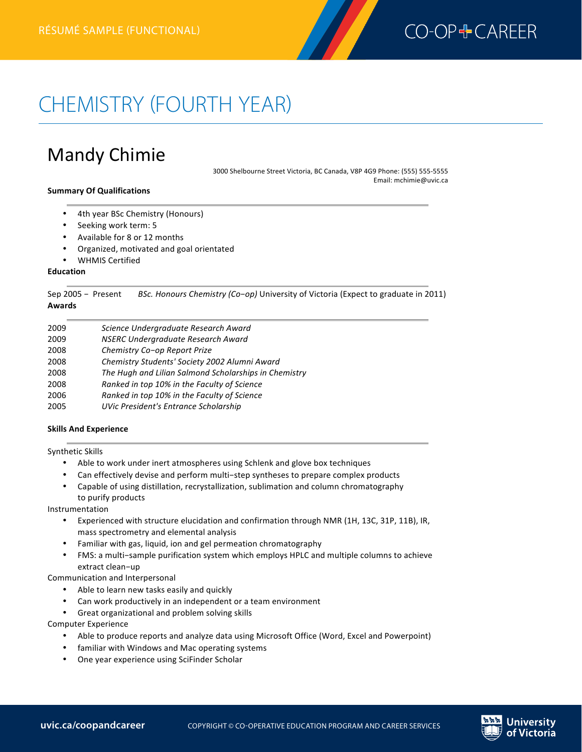RÉSUMÉ SAMPLE (FUNCTIONAL)

# CHEMISTRY (FOURTH YEAR)

## Mandy Chimie

3000 Shelbourne Street Victoria, BC Canada, V8P 4G9 Phone: (555) 555-5555
Email: mchimie@uvic.ca

**Summary Of Qualifications**

- 4th year BSc Chemistry (Honours)
- Seeking work term: 5
- Available for 8 or 12 months
- Organized, motivated and goal orientated
- WHMIS Certified

**Education**

Sep 2005 – Present *BSc. Honours Chemistry (Co–op)* University of Victoria (Expect to graduate in 2011)

**Awards**

| | |
|---|---|
| 2009 | *Science Undergraduate Research Award* |
| 2009 | *NSERC Undergraduate Research Award* |
| 2008 | *Chemistry Co–op Report Prize* |
| 2008 | *Chemistry Students' Society 2002 Alumni Award* |
| 2008 | *The Hugh and Lilian Salmond Scholarships in Chemistry* |
| 2008 | *Ranked in top 10% in the Faculty of Science* |
| 2006 | *Ranked in top 10% in the Faculty of Science* |
| 2005 | *UVic President's Entrance Scholarship* |

**Skills And Experience**

Synthetic Skills

- Able to work under inert atmospheres using Schlenk and glove box techniques
- Can effectively devise and perform multi–step syntheses to prepare complex products
- Capable of using distillation, recrystallization, sublimation and column chromatography to purify products

Instrumentation

- Experienced with structure elucidation and confirmation through NMR (1H, 13C, 31P, 11B), IR, mass spectrometry and elemental analysis
- Familiar with gas, liquid, ion and gel permeation chromatography
- FMS: a multi–sample purification system which employs HPLC and multiple columns to achieve extract clean–up

Communication and Interpersonal

- Able to learn new tasks easily and quickly
- Can work productively in an independent or a team environment
- Great organizational and problem solving skills

Computer Experience

- Able to produce reports and analyze data using Microsoft Office (Word, Excel and Powerpoint)
- familiar with Windows and Mac operating systems
- One year experience using SciFinder Scholar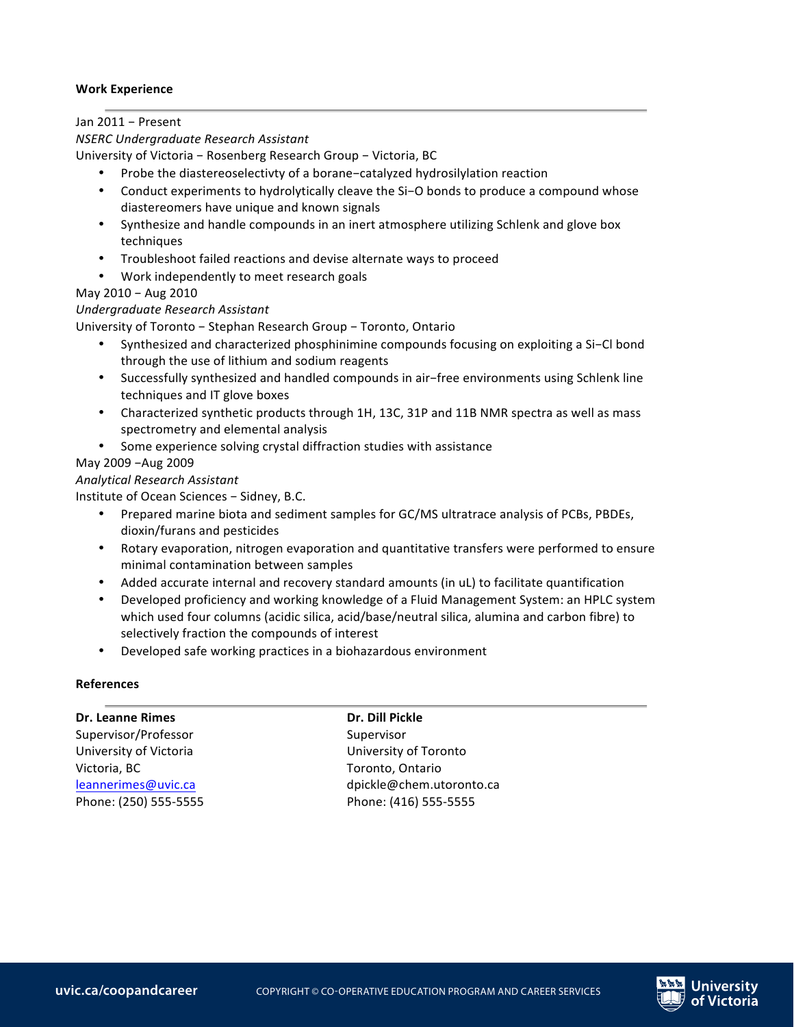## Work Experience

Jan 2011 – Present
*NSERC Undergraduate Research Assistant*
University of Victoria – Rosenberg Research Group – Victoria, BC

- Probe the diastereoselectivty of a borane-catalyzed hydrosilylation reaction
- Conduct experiments to hydrolytically cleave the Si–O bonds to produce a compound whose diastereomers have unique and known signals
- Synthesize and handle compounds in an inert atmosphere utilizing Schlenk and glove box techniques
- Troubleshoot failed reactions and devise alternate ways to proceed
- Work independently to meet research goals

May 2010 – Aug 2010
*Undergraduate Research Assistant*
University of Toronto – Stephan Research Group – Toronto, Ontario

- Synthesized and characterized phosphinimine compounds focusing on exploiting a Si–Cl bond through the use of lithium and sodium reagents
- Successfully synthesized and handled compounds in air-free environments using Schlenk line techniques and IT glove boxes
- Characterized synthetic products through 1H, 13C, 31P and 11B NMR spectra as well as mass spectrometry and elemental analysis
- Some experience solving crystal diffraction studies with assistance

May 2009 –Aug 2009
*Analytical Research Assistant*
Institute of Ocean Sciences – Sidney, B.C.

- Prepared marine biota and sediment samples for GC/MS ultratrace analysis of PCBs, PBDEs, dioxin/furans and pesticides
- Rotary evaporation, nitrogen evaporation and quantitative transfers were performed to ensure minimal contamination between samples
- Added accurate internal and recovery standard amounts (in uL) to facilitate quantification
- Developed proficiency and working knowledge of a Fluid Management System: an HPLC system which used four columns (acidic silica, acid/base/neutral silica, alumina and carbon fibre) to selectively fraction the compounds of interest
- Developed safe working practices in a biohazardous environment

## References

**Dr. Leanne Rimes**
Supervisor/Professor
University of Victoria
Victoria, BC
leannerimes@uvic.ca
Phone: (250) 555-5555

**Dr. Dill Pickle**
Supervisor
University of Toronto
Toronto, Ontario
dpickle@chem.utoronto.ca
Phone: (416) 555-5555